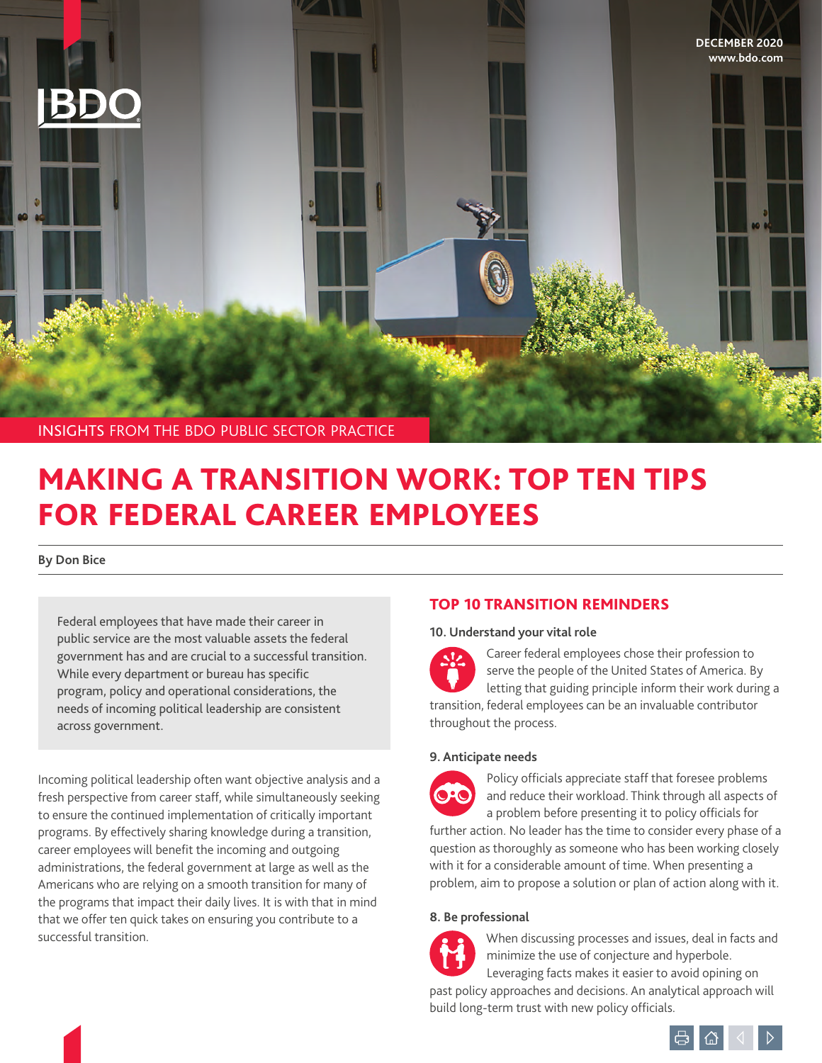DECEMBER 2020
www.bdo.com

INSIGHTS FROM THE BDO PUBLIC SECTOR PRACTICE

# MAKING A TRANSITION WORK: TOP TEN TIPS FOR FEDERAL CAREER EMPLOYEES

**By Don Bice**

Federal employees that have made their career in public service are the most valuable assets the federal government has and are crucial to a successful transition. While every department or bureau has specific program, policy and operational considerations, the needs of incoming political leadership are consistent across government.

Incoming political leadership often want objective analysis and a fresh perspective from career staff, while simultaneously seeking to ensure the continued implementation of critically important programs. By effectively sharing knowledge during a transition, career employees will benefit the incoming and outgoing administrations, the federal government at large as well as the Americans who are relying on a smooth transition for many of the programs that impact their daily lives. It is with that in mind that we offer ten quick takes on ensuring you contribute to a successful transition.

## TOP 10 TRANSITION REMINDERS

### 10. Understand your vital role

Career federal employees chose their profession to serve the people of the United States of America. By letting that guiding principle inform their work during a transition, federal employees can be an invaluable contributor throughout the process.

### 9. Anticipate needs

Policy officials appreciate staff that foresee problems and reduce their workload. Think through all aspects of a problem before presenting it to policy officials for further action. No leader has the time to consider every phase of a question as thoroughly as someone who has been working closely with it for a considerable amount of time. When presenting a problem, aim to propose a solution or plan of action along with it.

### 8. Be professional

When discussing processes and issues, deal in facts and minimize the use of conjecture and hyperbole. Leveraging facts makes it easier to avoid opining on past policy approaches and decisions. An analytical approach will build long-term trust with new policy officials.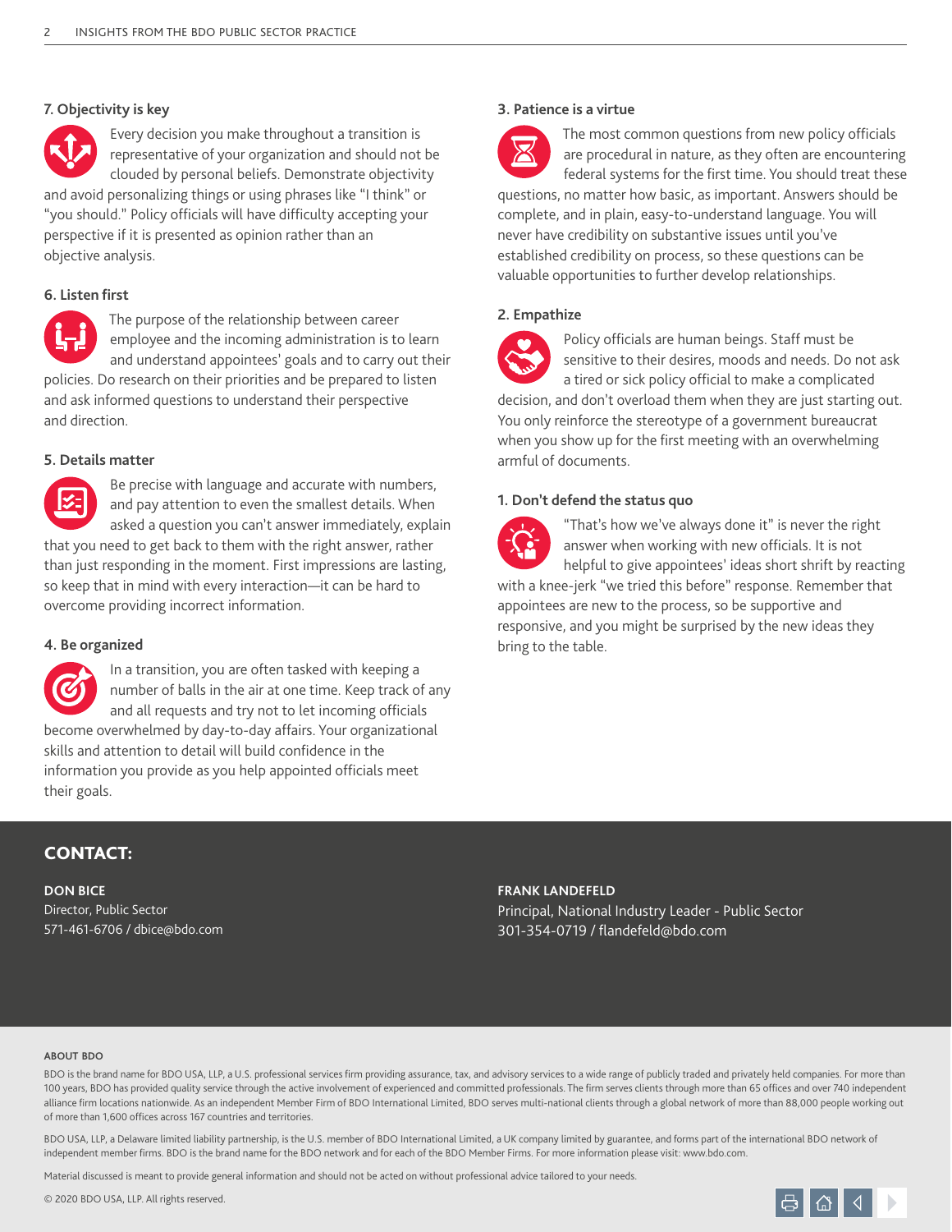### 7. Objectivity is key

Every decision you make throughout a transition is representative of your organization and should not be clouded by personal beliefs. Demonstrate objectivity and avoid personalizing things or using phrases like "I think" or "you should." Policy officials will have difficulty accepting your perspective if it is presented as opinion rather than an objective analysis.

### 6. Listen first

The purpose of the relationship between career employee and the incoming administration is to learn and understand appointees' goals and to carry out their policies. Do research on their priorities and be prepared to listen and ask informed questions to understand their perspective and direction.

### 5. Details matter

Be precise with language and accurate with numbers, and pay attention to even the smallest details. When asked a question you can't answer immediately, explain that you need to get back to them with the right answer, rather than just responding in the moment. First impressions are lasting, so keep that in mind with every interaction—it can be hard to overcome providing incorrect information.

### 4. Be organized

In a transition, you are often tasked with keeping a number of balls in the air at one time. Keep track of any and all requests and try not to let incoming officials become overwhelmed by day-to-day affairs. Your organizational skills and attention to detail will build confidence in the information you provide as you help appointed officials meet their goals.

### 3. Patience is a virtue

The most common questions from new policy officials are procedural in nature, as they often are encountering federal systems for the first time. You should treat these questions, no matter how basic, as important. Answers should be complete, and in plain, easy-to-understand language. You will never have credibility on substantive issues until you've established credibility on process, so these questions can be valuable opportunities to further develop relationships.

### 2. Empathize

Policy officials are human beings. Staff must be sensitive to their desires, moods and needs. Do not ask a tired or sick policy official to make a complicated decision, and don't overload them when they are just starting out. You only reinforce the stereotype of a government bureaucrat when you show up for the first meeting with an overwhelming armful of documents.

### 1. Don't defend the status quo

"That's how we've always done it" is never the right answer when working with new officials. It is not helpful to give appointees' ideas short shrift by reacting with a knee-jerk "we tried this before" response. Remember that appointees are new to the process, so be supportive and responsive, and you might be surprised by the new ideas they bring to the table.

## CONTACT:

**DON BICE**
Director, Public Sector
571-461-6706 / dbice@bdo.com

**FRANK LANDEFELD**
Principal, National Industry Leader - Public Sector
301-354-0719 / flandefeld@bdo.com

**ABOUT BDO**

BDO is the brand name for BDO USA, LLP, a U.S. professional services firm providing assurance, tax, and advisory services to a wide range of publicly traded and privately held companies. For more than 100 years, BDO has provided quality service through the active involvement of experienced and committed professionals. The firm serves clients through more than 65 offices and over 740 independent alliance firm locations nationwide. As an independent Member Firm of BDO International Limited, BDO serves multi-national clients through a global network of more than 88,000 people working out of more than 1,600 offices across 167 countries and territories.

BDO USA, LLP, a Delaware limited liability partnership, is the U.S. member of BDO International Limited, a UK company limited by guarantee, and forms part of the international BDO network of independent member firms. BDO is the brand name for the BDO network and for each of the BDO Member Firms. For more information please visit: www.bdo.com.

Material discussed is meant to provide general information and should not be acted on without professional advice tailored to your needs.

© 2020 BDO USA, LLP. All rights reserved.